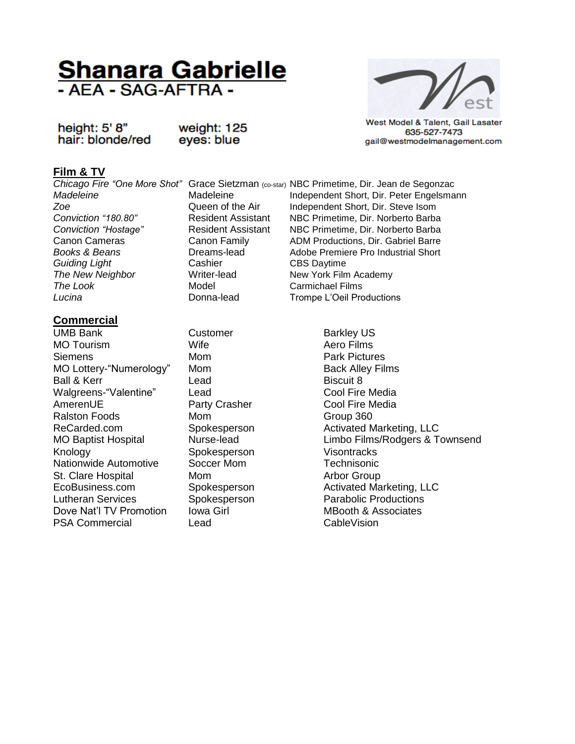# Shanara Gabrielle

**- AEA - SAG-AFTRA -**

height: 5' 8"  
hair: blonde/red

weight: 125  
eyes: blue

West Model & Talent, Gail Lasater  
635-527-7473  
gail@westmodelmanagement.com

## Film & TV

| | | |
|---|---|---|
| *Chicago Fire "One More Shot"* | Grace Sietzman (co-star) | NBC Primetime, Dir. Jean de Segonzac |
| *Madeleine* | Madeleine | Independent Short, Dir. Peter Engelsmann |
| *Zoe* | Queen of the Air | Independent Short, Dir. Steve Isom |
| *Conviction "180.80"* | Resident Assistant | NBC Primetime, Dir. Norberto Barba |
| *Conviction "Hostage"* | Resident Assistant | NBC Primetime, Dir. Norberto Barba |
| Canon Cameras | Canon Family | ADM Productions, Dir. Gabriel Barre |
| *Books & Beans* | Dreams-lead | Adobe Premiere Pro Industrial Short |
| *Guiding Light* | Cashier | CBS Daytime |
| *The New Neighbor* | Writer-lead | New York Film Academy |
| *The Look* | Model | Carmichael Films |
| *Lucina* | Donna-lead | Trompe L'Oeil Productions |

## Commercial

| | | |
|---|---|---|
| UMB Bank | Customer | Barkley US |
| MO Tourism | Wife | Aero Films |
| Siemens | Mom | Park Pictures |
| MO Lottery-"Numerology" | Mom | Back Alley Films |
| Ball & Kerr | Lead | Biscuit 8 |
| Walgreens-"Valentine" | Lead | Cool Fire Media |
| AmerenUE | Party Crasher | Cool Fire Media |
| Ralston Foods | Mom | Group 360 |
| ReCarded.com | Spokesperson | Activated Marketing, LLC |
| MO Baptist Hospital | Nurse-lead | Limbo Films/Rodgers & Townsend |
| Knology | Spokesperson | Visontracks |
| Nationwide Automotive | Soccer Mom | Technisonic |
| St. Clare Hospital | Mom | Arbor Group |
| EcoBusiness.com | Spokesperson | Activated Marketing, LLC |
| Lutheran Services | Spokesperson | Parabolic Productions |
| Dove Nat'l TV Promotion | Iowa Girl | MBooth & Associates |
| PSA Commercial | Lead | CableVision |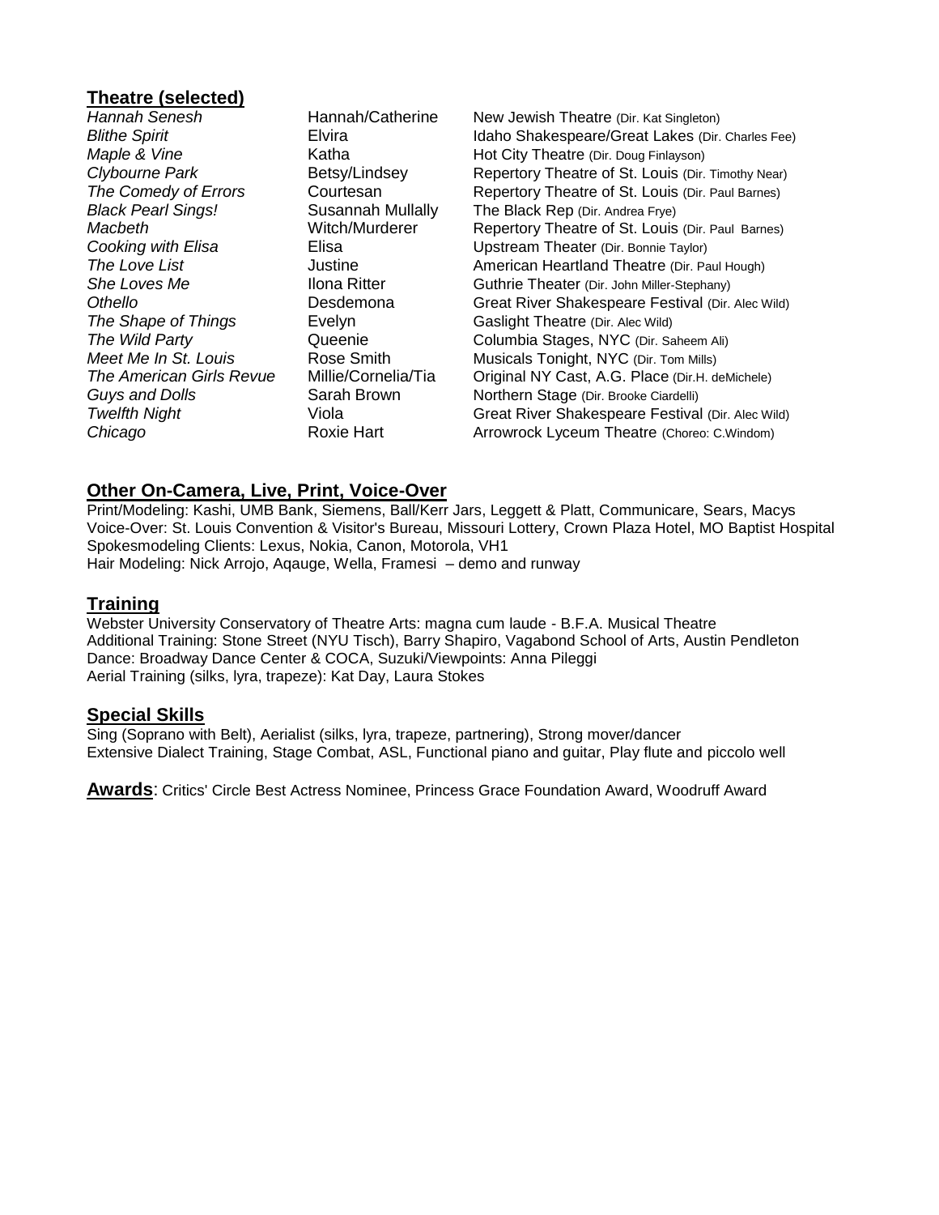## Theatre (selected)

| | | |
|---|---|---|
| *Hannah Senesh* | Hannah/Catherine | New Jewish Theatre (Dir. Kat Singleton) |
| *Blithe Spirit* | Elvira | Idaho Shakespeare/Great Lakes (Dir. Charles Fee) |
| *Maple & Vine* | Katha | Hot City Theatre (Dir. Doug Finlayson) |
| *Clybourne Park* | Betsy/Lindsey | Repertory Theatre of St. Louis (Dir. Timothy Near) |
| *The Comedy of Errors* | Courtesan | Repertory Theatre of St. Louis (Dir. Paul Barnes) |
| *Black Pearl Sings!* | Susannah Mullally | The Black Rep (Dir. Andrea Frye) |
| *Macbeth* | Witch/Murderer | Repertory Theatre of St. Louis (Dir. Paul Barnes) |
| *Cooking with Elisa* | Elisa | Upstream Theater (Dir. Bonnie Taylor) |
| *The Love List* | Justine | American Heartland Theatre (Dir. Paul Hough) |
| *She Loves Me* | Ilona Ritter | Guthrie Theater (Dir. John Miller-Stephany) |
| *Othello* | Desdemona | Great River Shakespeare Festival (Dir. Alec Wild) |
| *The Shape of Things* | Evelyn | Gaslight Theatre (Dir. Alec Wild) |
| *The Wild Party* | Queenie | Columbia Stages, NYC (Dir. Saheem Ali) |
| *Meet Me In St. Louis* | Rose Smith | Musicals Tonight, NYC (Dir. Tom Mills) |
| *The American Girls Revue* | Millie/Cornelia/Tia | Original NY Cast, A.G. Place (Dir.H. deMichele) |
| *Guys and Dolls* | Sarah Brown | Northern Stage (Dir. Brooke Ciardelli) |
| *Twelfth Night* | Viola | Great River Shakespeare Festival (Dir. Alec Wild) |
| *Chicago* | Roxie Hart | Arrowrock Lyceum Theatre (Choreo: C.Windom) |

## Other On-Camera, Live, Print, Voice-Over

Print/Modeling: Kashi, UMB Bank, Siemens, Ball/Kerr Jars, Leggett & Platt, Communicare, Sears, Macys
Voice-Over: St. Louis Convention & Visitor's Bureau, Missouri Lottery, Crown Plaza Hotel, MO Baptist Hospital
Spokesmodeling Clients: Lexus, Nokia, Canon, Motorola, VH1
Hair Modeling: Nick Arrojo, Aqauge, Wella, Framesi – demo and runway

## Training

Webster University Conservatory of Theatre Arts: magna cum laude - B.F.A. Musical Theatre
Additional Training: Stone Street (NYU Tisch), Barry Shapiro, Vagabond School of Arts, Austin Pendleton
Dance: Broadway Dance Center & COCA, Suzuki/Viewpoints: Anna Pileggi
Aerial Training (silks, lyra, trapeze): Kat Day, Laura Stokes

## Special Skills

Sing (Soprano with Belt), Aerialist (silks, lyra, trapeze, partnering), Strong mover/dancer
Extensive Dialect Training, Stage Combat, ASL, Functional piano and guitar, Play flute and piccolo well

**Awards**: Critics' Circle Best Actress Nominee, Princess Grace Foundation Award, Woodruff Award